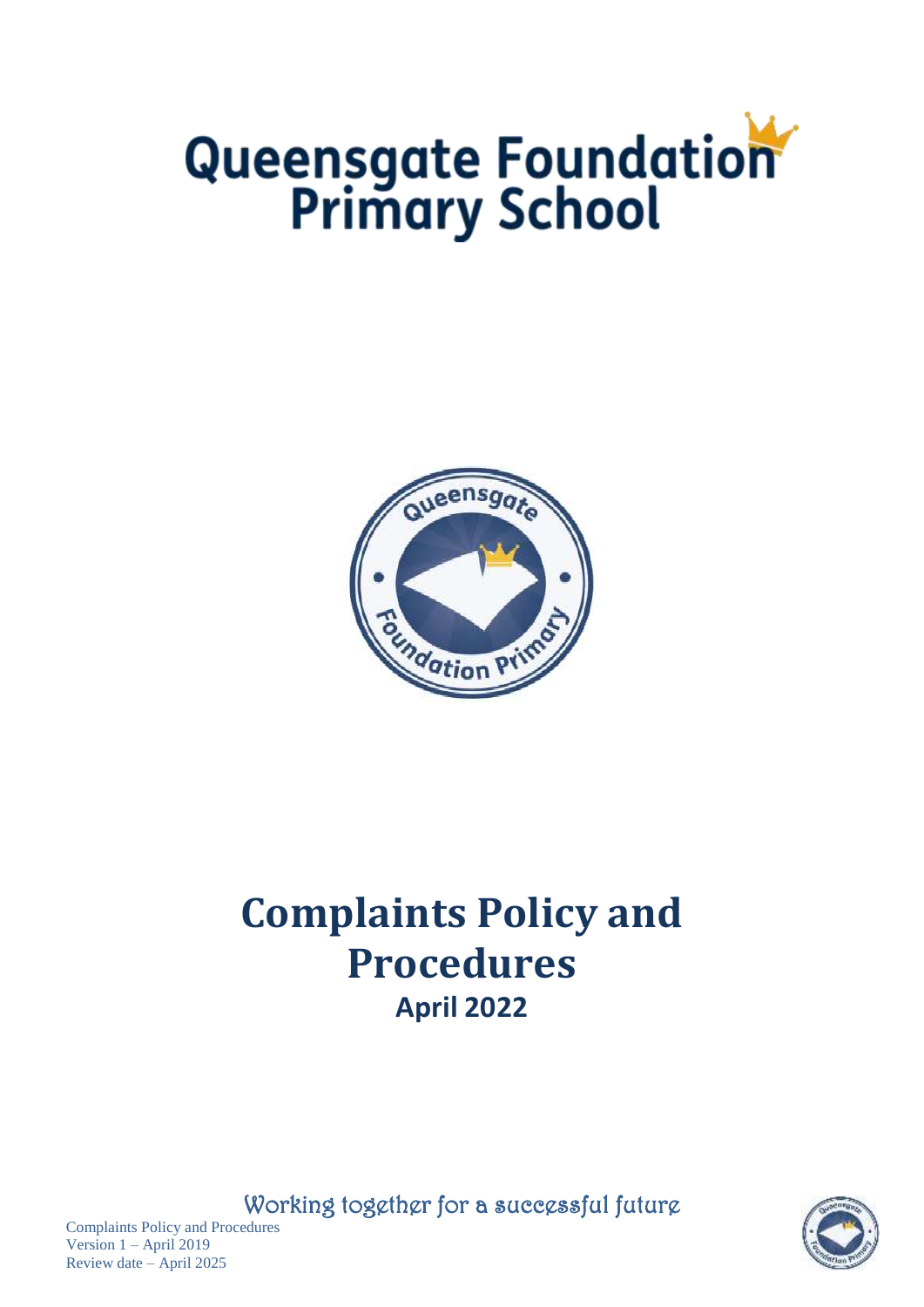# Queensgate Foundation Primary School

# Complaints Policy and Procedures

## April 2022

Working together for a successful future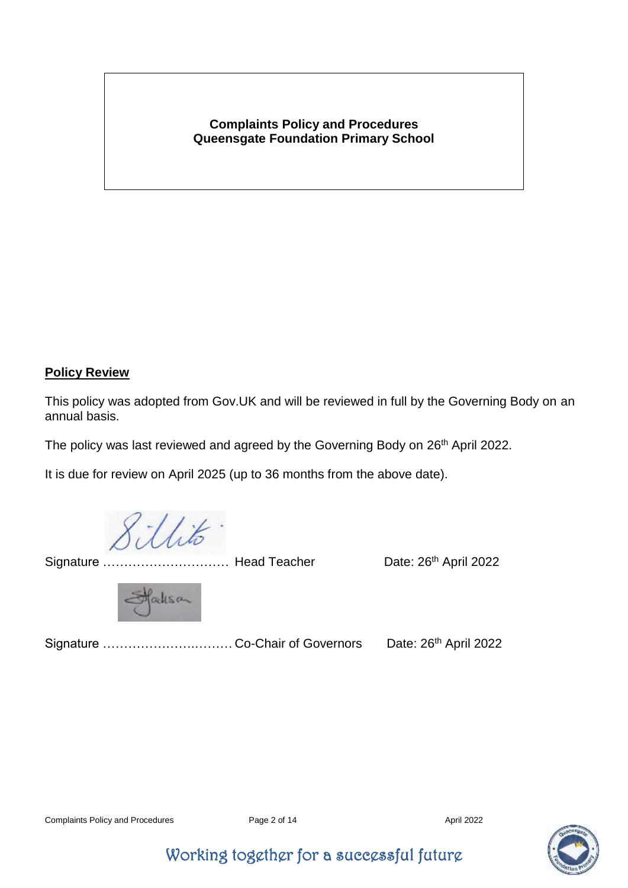**Complaints Policy and Procedures**
**Queensgate Foundation Primary School**

**Policy Review**

This policy was adopted from Gov.UK and will be reviewed in full by the Governing Body on an annual basis.

The policy was last reviewed and agreed by the Governing Body on 26th April 2022.

It is due for review on April 2025 (up to 36 months from the above date).

Signature ………………………… Head Teacher Date: 26th April 2022

Signature …………………..……… Co-Chair of Governors Date: 26th April 2022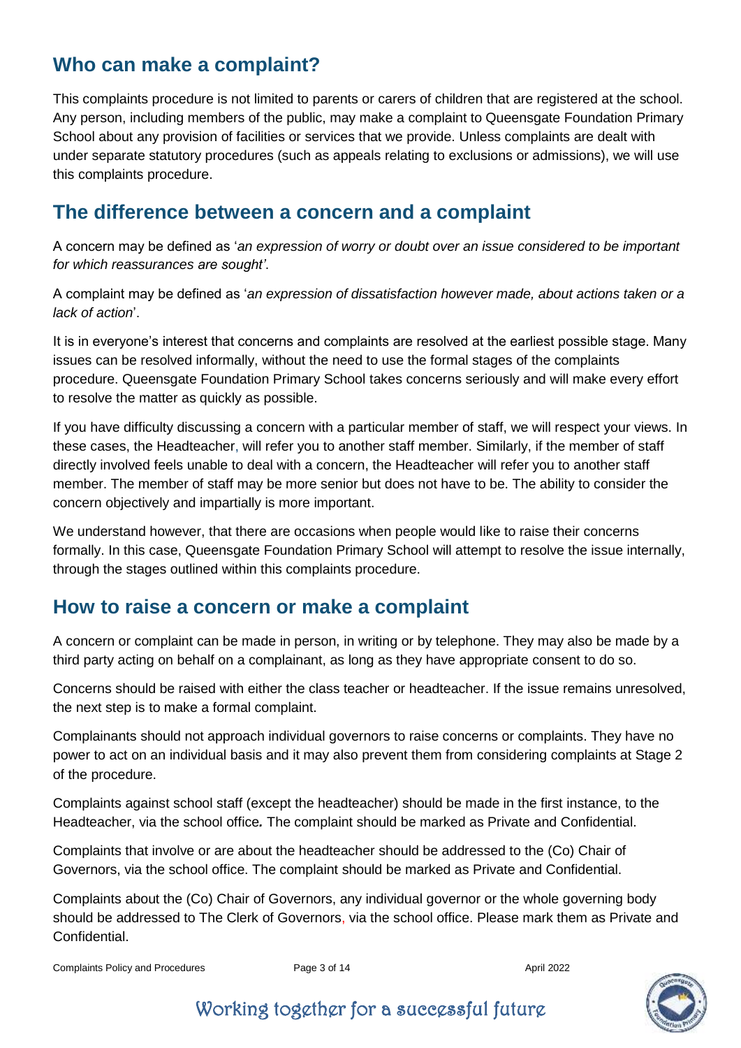## Who can make a complaint?

This complaints procedure is not limited to parents or carers of children that are registered at the school. Any person, including members of the public, may make a complaint to Queensgate Foundation Primary School about any provision of facilities or services that we provide. Unless complaints are dealt with under separate statutory procedures (such as appeals relating to exclusions or admissions), we will use this complaints procedure.

## The difference between a concern and a complaint

A concern may be defined as '*an expression of worry or doubt over an issue considered to be important for which reassurances are sought'*.

A complaint may be defined as '*an expression of dissatisfaction however made, about actions taken or a lack of action*'.

It is in everyone's interest that concerns and complaints are resolved at the earliest possible stage. Many issues can be resolved informally, without the need to use the formal stages of the complaints procedure. Queensgate Foundation Primary School takes concerns seriously and will make every effort to resolve the matter as quickly as possible.

If you have difficulty discussing a concern with a particular member of staff, we will respect your views. In these cases, the Headteacher, will refer you to another staff member. Similarly, if the member of staff directly involved feels unable to deal with a concern, the Headteacher will refer you to another staff member. The member of staff may be more senior but does not have to be. The ability to consider the concern objectively and impartially is more important.

We understand however, that there are occasions when people would like to raise their concerns formally. In this case, Queensgate Foundation Primary School will attempt to resolve the issue internally, through the stages outlined within this complaints procedure.

## How to raise a concern or make a complaint

A concern or complaint can be made in person, in writing or by telephone. They may also be made by a third party acting on behalf on a complainant, as long as they have appropriate consent to do so.

Concerns should be raised with either the class teacher or headteacher. If the issue remains unresolved, the next step is to make a formal complaint.

Complainants should not approach individual governors to raise concerns or complaints. They have no power to act on an individual basis and it may also prevent them from considering complaints at Stage 2 of the procedure.

Complaints against school staff (except the headteacher) should be made in the first instance, to the Headteacher, via the school office*.* The complaint should be marked as Private and Confidential.

Complaints that involve or are about the headteacher should be addressed to the (Co) Chair of Governors, via the school office. The complaint should be marked as Private and Confidential.

Complaints about the (Co) Chair of Governors, any individual governor or the whole governing body should be addressed to The Clerk of Governors, via the school office. Please mark them as Private and Confidential.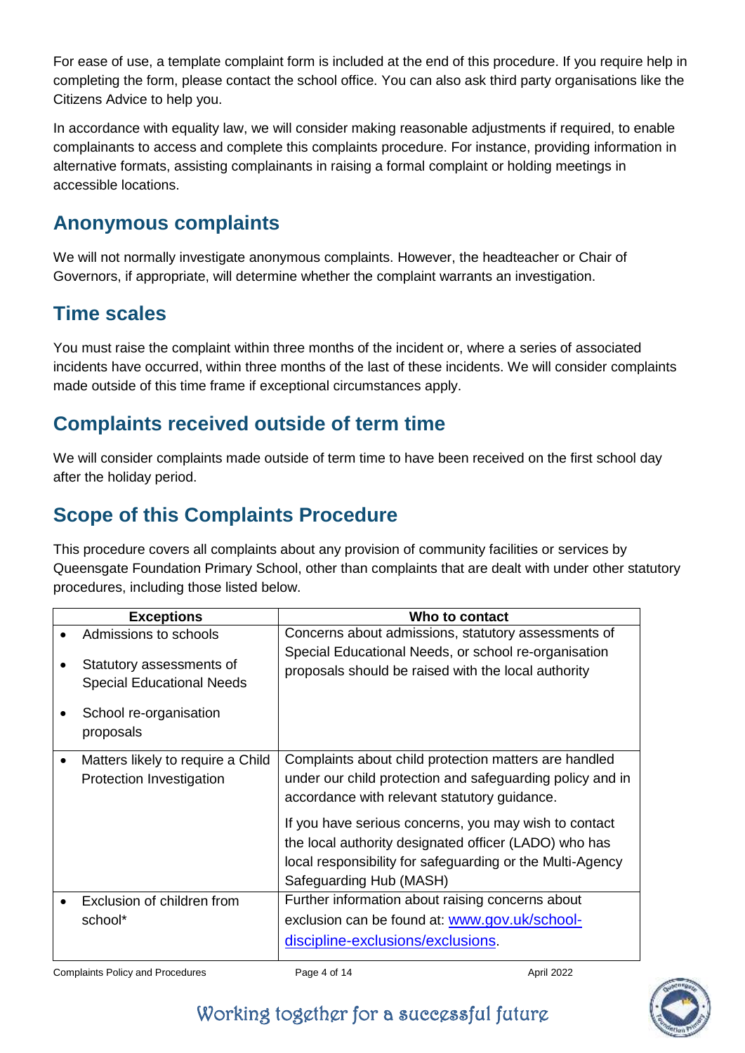For ease of use, a template complaint form is included at the end of this procedure. If you require help in completing the form, please contact the school office. You can also ask third party organisations like the Citizens Advice to help you.

In accordance with equality law, we will consider making reasonable adjustments if required, to enable complainants to access and complete this complaints procedure. For instance, providing information in alternative formats, assisting complainants in raising a formal complaint or holding meetings in accessible locations.

## Anonymous complaints

We will not normally investigate anonymous complaints. However, the headteacher or Chair of Governors, if appropriate, will determine whether the complaint warrants an investigation.

## Time scales

You must raise the complaint within three months of the incident or, where a series of associated incidents have occurred, within three months of the last of these incidents. We will consider complaints made outside of this time frame if exceptional circumstances apply.

## Complaints received outside of term time

We will consider complaints made outside of term time to have been received on the first school day after the holiday period.

## Scope of this Complaints Procedure

This procedure covers all complaints about any provision of community facilities or services by Queensgate Foundation Primary School, other than complaints that are dealt with under other statutory procedures, including those listed below.

| Exceptions | Who to contact |
|---|---|
| • Admissions to schools<br>• Statutory assessments of Special Educational Needs<br>• School re-organisation proposals | Concerns about admissions, statutory assessments of Special Educational Needs, or school re-organisation proposals should be raised with the local authority |
| • Matters likely to require a Child Protection Investigation | Complaints about child protection matters are handled under our child protection and safeguarding policy and in accordance with relevant statutory guidance.<br><br>If you have serious concerns, you may wish to contact the local authority designated officer (LADO) who has local responsibility for safeguarding or the Multi-Agency Safeguarding Hub (MASH) |
| • Exclusion of children from school* | Further information about raising concerns about exclusion can be found at: [www.gov.uk/school-discipline-exclusions/exclusions](http://www.gov.uk/school-discipline-exclusions/exclusions). |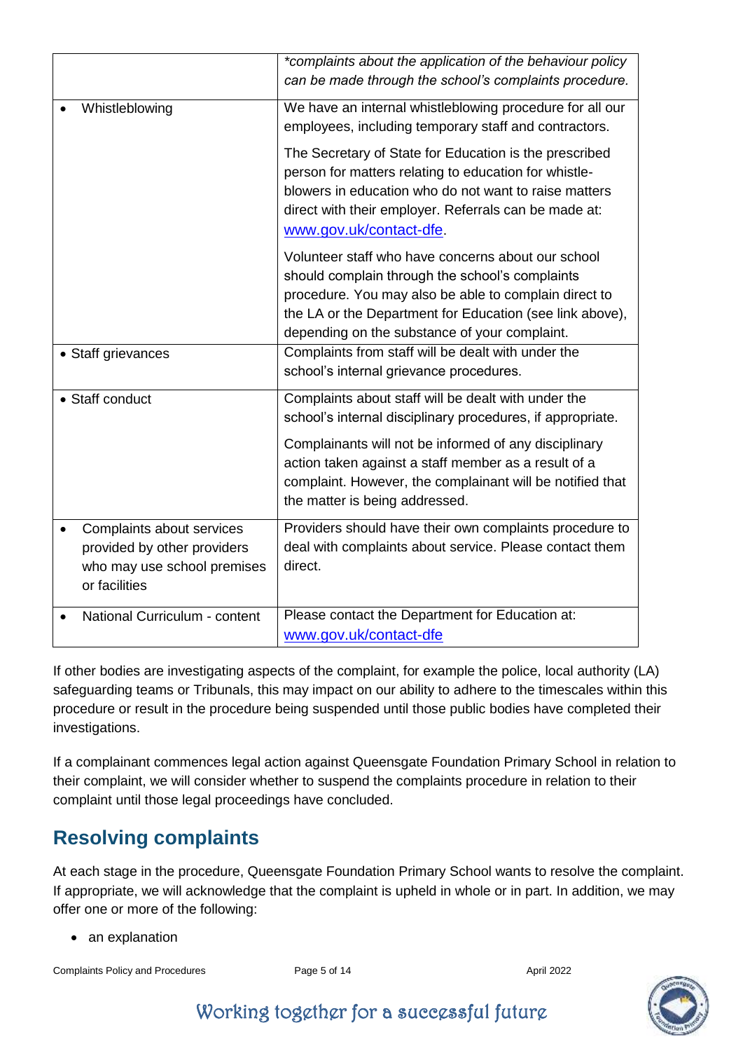| | |
|---|---|
| | *\*complaints about the application of the behaviour policy can be made through the school's complaints procedure.* |
| • Whistleblowing | We have an internal whistleblowing procedure for all our employees, including temporary staff and contractors.<br><br>The Secretary of State for Education is the prescribed person for matters relating to education for whistle-blowers in education who do not want to raise matters direct with their employer. Referrals can be made at: [www.gov.uk/contact-dfe](http://www.gov.uk/contact-dfe).<br><br>Volunteer staff who have concerns about our school should complain through the school's complaints procedure. You may also be able to complain direct to the LA or the Department for Education (see link above), depending on the substance of your complaint. |
| • Staff grievances | Complaints from staff will be dealt with under the school's internal grievance procedures. |
| • Staff conduct | Complaints about staff will be dealt with under the school's internal disciplinary procedures, if appropriate.<br><br>Complainants will not be informed of any disciplinary action taken against a staff member as a result of a complaint. However, the complainant will be notified that the matter is being addressed. |
| • Complaints about services provided by other providers who may use school premises or facilities | Providers should have their own complaints procedure to deal with complaints about service. Please contact them direct. |
| • National Curriculum - content | Please contact the Department for Education at: [www.gov.uk/contact-dfe](http://www.gov.uk/contact-dfe) |

If other bodies are investigating aspects of the complaint, for example the police, local authority (LA) safeguarding teams or Tribunals, this may impact on our ability to adhere to the timescales within this procedure or result in the procedure being suspended until those public bodies have completed their investigations.

If a complainant commences legal action against Queensgate Foundation Primary School in relation to their complaint, we will consider whether to suspend the complaints procedure in relation to their complaint until those legal proceedings have concluded.

## Resolving complaints

At each stage in the procedure, Queensgate Foundation Primary School wants to resolve the complaint. If appropriate, we will acknowledge that the complaint is upheld in whole or in part. In addition, we may offer one or more of the following:

- an explanation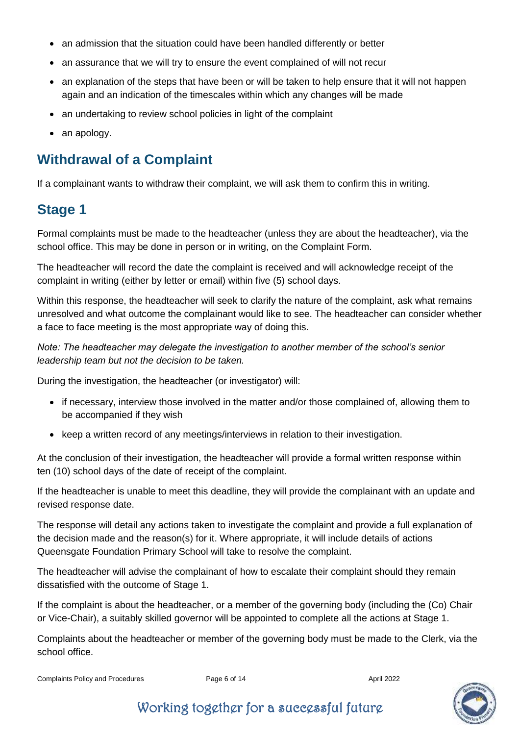- an admission that the situation could have been handled differently or better
- an assurance that we will try to ensure the event complained of will not recur
- an explanation of the steps that have been or will be taken to help ensure that it will not happen again and an indication of the timescales within which any changes will be made
- an undertaking to review school policies in light of the complaint
- an apology.

## Withdrawal of a Complaint

If a complainant wants to withdraw their complaint, we will ask them to confirm this in writing.

## Stage 1

Formal complaints must be made to the headteacher (unless they are about the headteacher), via the school office. This may be done in person or in writing, on the Complaint Form.

The headteacher will record the date the complaint is received and will acknowledge receipt of the complaint in writing (either by letter or email) within five (5) school days.

Within this response, the headteacher will seek to clarify the nature of the complaint, ask what remains unresolved and what outcome the complainant would like to see. The headteacher can consider whether a face to face meeting is the most appropriate way of doing this.

*Note: The headteacher may delegate the investigation to another member of the school's senior leadership team but not the decision to be taken.*

During the investigation, the headteacher (or investigator) will:

- if necessary, interview those involved in the matter and/or those complained of, allowing them to be accompanied if they wish
- keep a written record of any meetings/interviews in relation to their investigation.

At the conclusion of their investigation, the headteacher will provide a formal written response within ten (10) school days of the date of receipt of the complaint.

If the headteacher is unable to meet this deadline, they will provide the complainant with an update and revised response date.

The response will detail any actions taken to investigate the complaint and provide a full explanation of the decision made and the reason(s) for it. Where appropriate, it will include details of actions Queensgate Foundation Primary School will take to resolve the complaint.

The headteacher will advise the complainant of how to escalate their complaint should they remain dissatisfied with the outcome of Stage 1.

If the complaint is about the headteacher, or a member of the governing body (including the (Co) Chair or Vice-Chair), a suitably skilled governor will be appointed to complete all the actions at Stage 1.

Complaints about the headteacher or member of the governing body must be made to the Clerk, via the school office.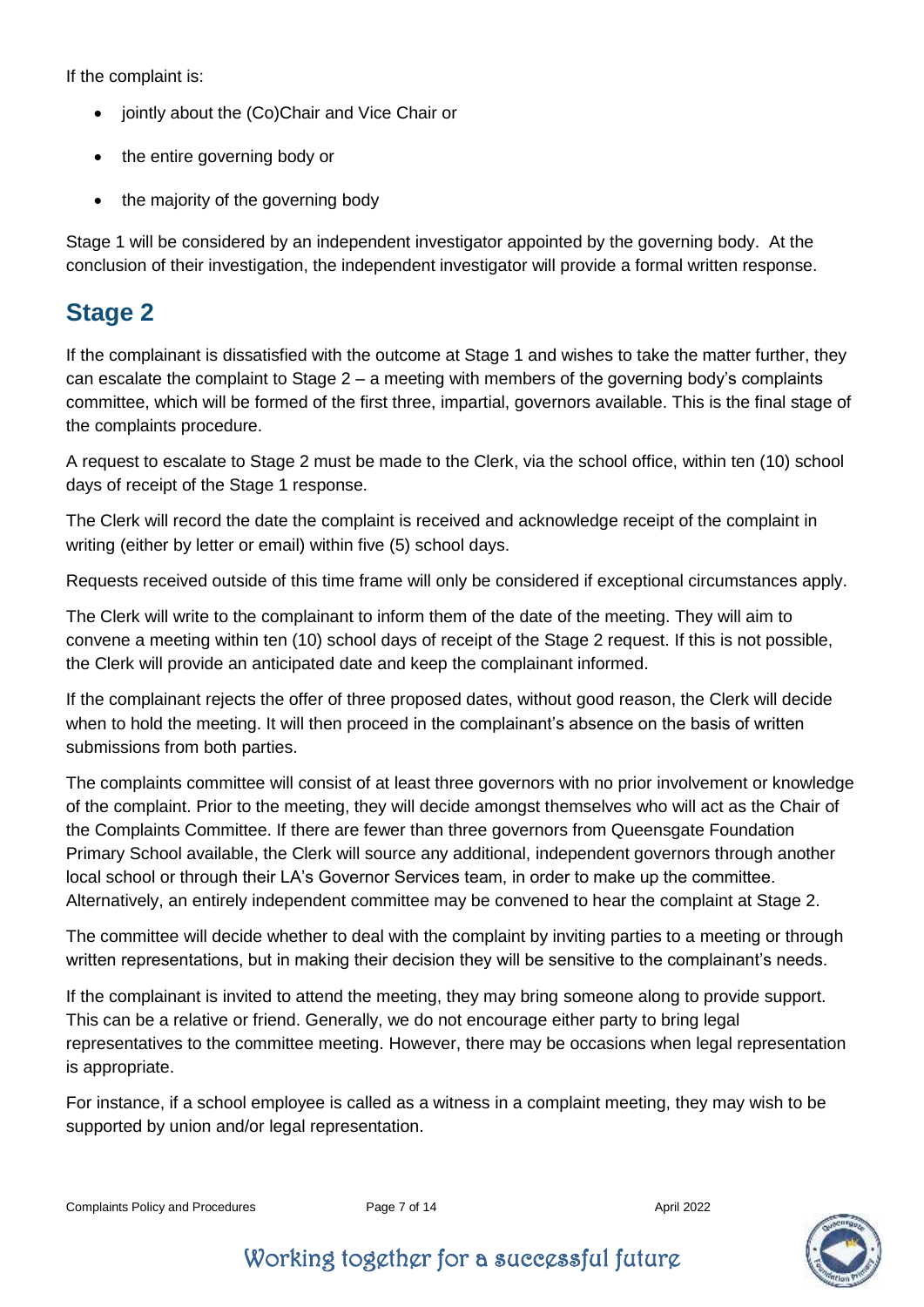If the complaint is:

- jointly about the (Co)Chair and Vice Chair or
- the entire governing body or
- the majority of the governing body

Stage 1 will be considered by an independent investigator appointed by the governing body. At the conclusion of their investigation, the independent investigator will provide a formal written response.

## Stage 2

If the complainant is dissatisfied with the outcome at Stage 1 and wishes to take the matter further, they can escalate the complaint to Stage 2 – a meeting with members of the governing body's complaints committee, which will be formed of the first three, impartial, governors available. This is the final stage of the complaints procedure.

A request to escalate to Stage 2 must be made to the Clerk, via the school office, within ten (10) school days of receipt of the Stage 1 response.

The Clerk will record the date the complaint is received and acknowledge receipt of the complaint in writing (either by letter or email) within five (5) school days.

Requests received outside of this time frame will only be considered if exceptional circumstances apply.

The Clerk will write to the complainant to inform them of the date of the meeting. They will aim to convene a meeting within ten (10) school days of receipt of the Stage 2 request. If this is not possible, the Clerk will provide an anticipated date and keep the complainant informed.

If the complainant rejects the offer of three proposed dates, without good reason, the Clerk will decide when to hold the meeting. It will then proceed in the complainant's absence on the basis of written submissions from both parties.

The complaints committee will consist of at least three governors with no prior involvement or knowledge of the complaint. Prior to the meeting, they will decide amongst themselves who will act as the Chair of the Complaints Committee. If there are fewer than three governors from Queensgate Foundation Primary School available, the Clerk will source any additional, independent governors through another local school or through their LA's Governor Services team, in order to make up the committee. Alternatively, an entirely independent committee may be convened to hear the complaint at Stage 2.

The committee will decide whether to deal with the complaint by inviting parties to a meeting or through written representations, but in making their decision they will be sensitive to the complainant's needs.

If the complainant is invited to attend the meeting, they may bring someone along to provide support. This can be a relative or friend. Generally, we do not encourage either party to bring legal representatives to the committee meeting. However, there may be occasions when legal representation is appropriate.

For instance, if a school employee is called as a witness in a complaint meeting, they may wish to be supported by union and/or legal representation.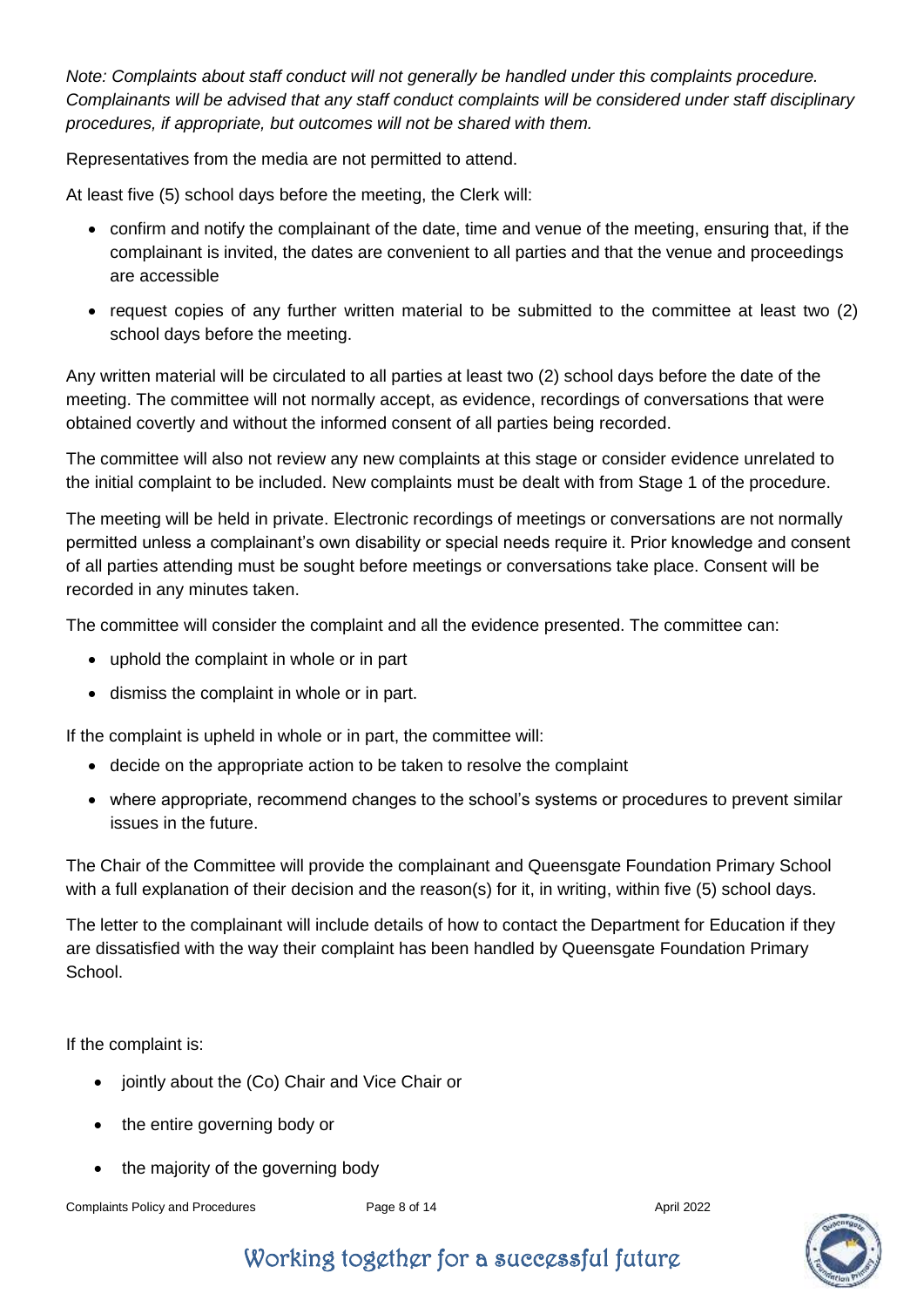*Note: Complaints about staff conduct will not generally be handled under this complaints procedure. Complainants will be advised that any staff conduct complaints will be considered under staff disciplinary procedures, if appropriate, but outcomes will not be shared with them.*

Representatives from the media are not permitted to attend.

At least five (5) school days before the meeting, the Clerk will:

- confirm and notify the complainant of the date, time and venue of the meeting, ensuring that, if the complainant is invited, the dates are convenient to all parties and that the venue and proceedings are accessible
- request copies of any further written material to be submitted to the committee at least two (2) school days before the meeting.

Any written material will be circulated to all parties at least two (2) school days before the date of the meeting. The committee will not normally accept, as evidence, recordings of conversations that were obtained covertly and without the informed consent of all parties being recorded.

The committee will also not review any new complaints at this stage or consider evidence unrelated to the initial complaint to be included. New complaints must be dealt with from Stage 1 of the procedure.

The meeting will be held in private. Electronic recordings of meetings or conversations are not normally permitted unless a complainant's own disability or special needs require it. Prior knowledge and consent of all parties attending must be sought before meetings or conversations take place. Consent will be recorded in any minutes taken.

The committee will consider the complaint and all the evidence presented. The committee can:

- uphold the complaint in whole or in part
- dismiss the complaint in whole or in part.

If the complaint is upheld in whole or in part, the committee will:

- decide on the appropriate action to be taken to resolve the complaint
- where appropriate, recommend changes to the school's systems or procedures to prevent similar issues in the future.

The Chair of the Committee will provide the complainant and Queensgate Foundation Primary School with a full explanation of their decision and the reason(s) for it, in writing, within five (5) school days.

The letter to the complainant will include details of how to contact the Department for Education if they are dissatisfied with the way their complaint has been handled by Queensgate Foundation Primary School.

If the complaint is:

- jointly about the (Co) Chair and Vice Chair or
- the entire governing body or
- the majority of the governing body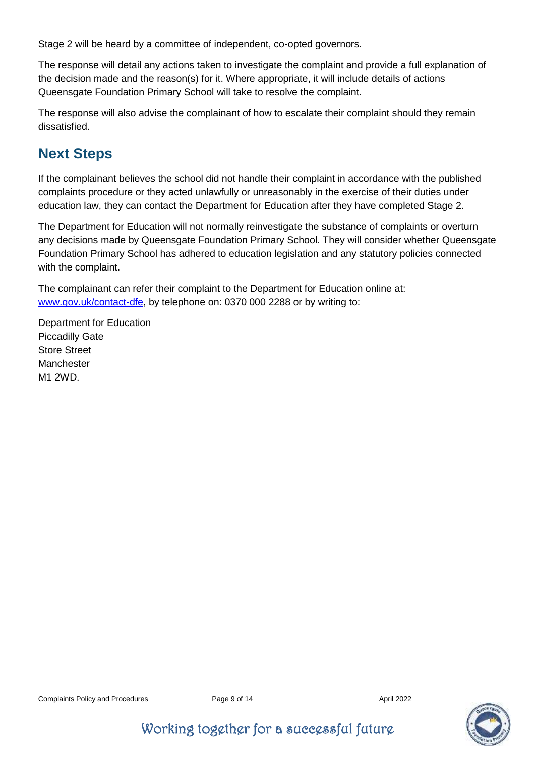Stage 2 will be heard by a committee of independent, co-opted governors.

The response will detail any actions taken to investigate the complaint and provide a full explanation of the decision made and the reason(s) for it. Where appropriate, it will include details of actions Queensgate Foundation Primary School will take to resolve the complaint.

The response will also advise the complainant of how to escalate their complaint should they remain dissatisfied.

## Next Steps

If the complainant believes the school did not handle their complaint in accordance with the published complaints procedure or they acted unlawfully or unreasonably in the exercise of their duties under education law, they can contact the Department for Education after they have completed Stage 2.

The Department for Education will not normally reinvestigate the substance of complaints or overturn any decisions made by Queensgate Foundation Primary School. They will consider whether Queensgate Foundation Primary School has adhered to education legislation and any statutory policies connected with the complaint.

The complainant can refer their complaint to the Department for Education online at: [www.gov.uk/contact-dfe](http://www.gov.uk/contact-dfe), by telephone on: 0370 000 2288 or by writing to:

Department for Education
Piccadilly Gate
Store Street
Manchester
M1 2WD.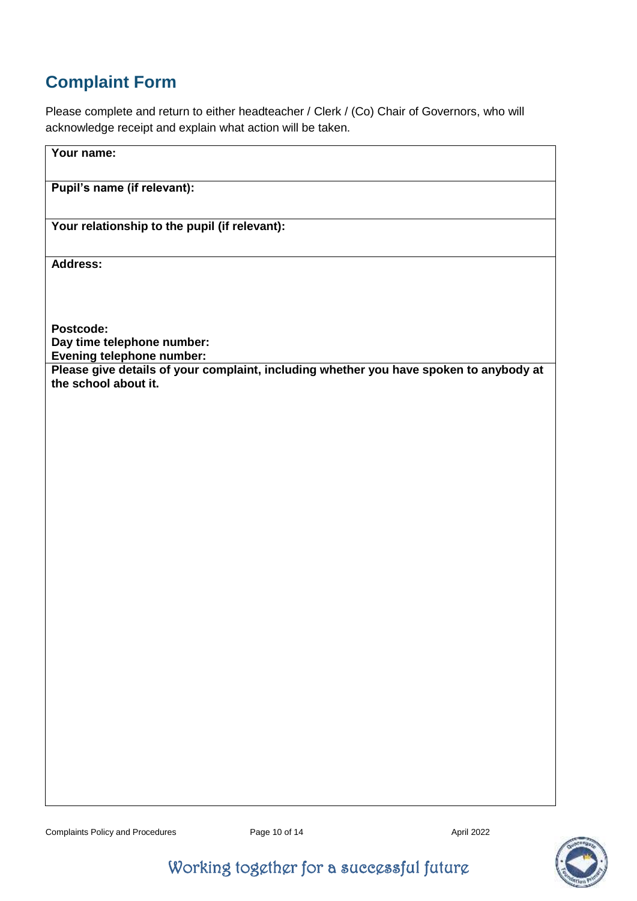## Complaint Form

Please complete and return to either headteacher / Clerk / (Co) Chair of Governors, who will acknowledge receipt and explain what action will be taken.

| **Your name:** |
| --- |
| **Pupil's name (if relevant):** |
| **Your relationship to the pupil (if relevant):** |
| **Address:**<br><br><br>**Postcode:**<br>**Day time telephone number:**<br>**Evening telephone number:** |
| **Please give details of your complaint, including whether you have spoken to anybody at the school about it.** |

Working together for a successful future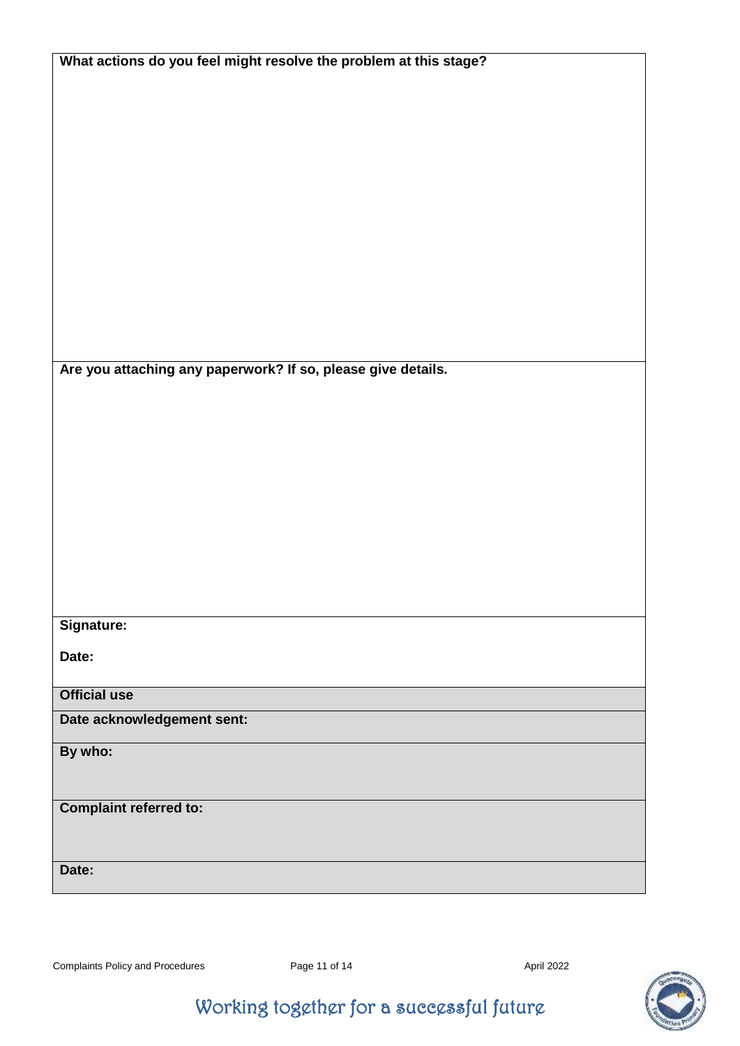**What actions do you feel might resolve the problem at this stage?**

**Are you attaching any paperwork? If so, please give details.**

**Signature:**

**Date:**

| **Official use** |
| --- |
| **Date acknowledgement sent:** |
| **By who:** |
| **Complaint referred to:** |
| **Date:** |

Working together for a successful future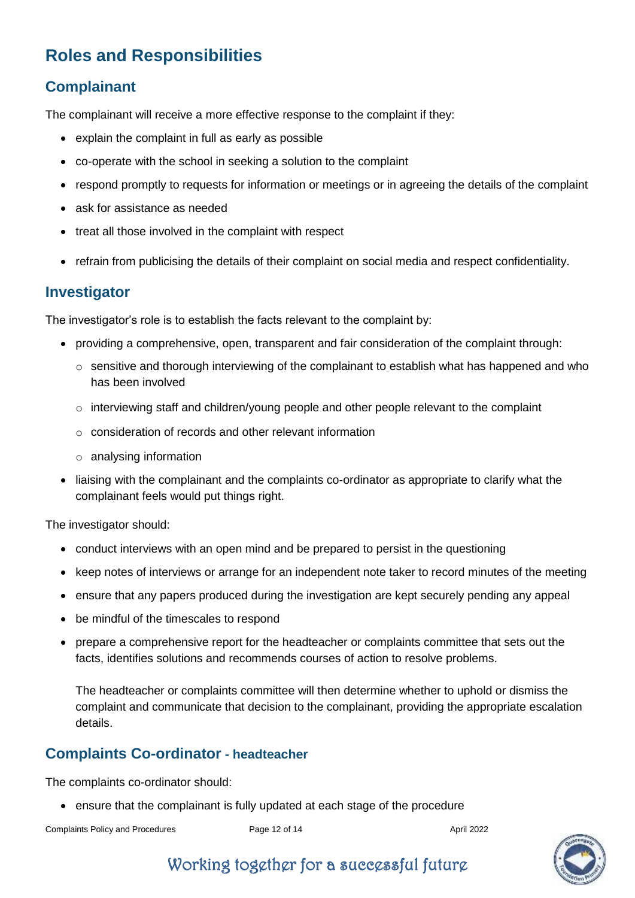## Roles and Responsibilities

### Complainant

The complainant will receive a more effective response to the complaint if they:

- explain the complaint in full as early as possible
- co-operate with the school in seeking a solution to the complaint
- respond promptly to requests for information or meetings or in agreeing the details of the complaint
- ask for assistance as needed
- treat all those involved in the complaint with respect
- refrain from publicising the details of their complaint on social media and respect confidentiality.

### Investigator

The investigator's role is to establish the facts relevant to the complaint by:

- providing a comprehensive, open, transparent and fair consideration of the complaint through:
  - sensitive and thorough interviewing of the complainant to establish what has happened and who has been involved
  - interviewing staff and children/young people and other people relevant to the complaint
  - consideration of records and other relevant information
  - analysing information
- liaising with the complainant and the complaints co-ordinator as appropriate to clarify what the complainant feels would put things right.

The investigator should:

- conduct interviews with an open mind and be prepared to persist in the questioning
- keep notes of interviews or arrange for an independent note taker to record minutes of the meeting
- ensure that any papers produced during the investigation are kept securely pending any appeal
- be mindful of the timescales to respond
- prepare a comprehensive report for the headteacher or complaints committee that sets out the facts, identifies solutions and recommends courses of action to resolve problems.

  The headteacher or complaints committee will then determine whether to uphold or dismiss the complaint and communicate that decision to the complainant, providing the appropriate escalation details.

### Complaints Co-ordinator - headteacher

The complaints co-ordinator should:

- ensure that the complainant is fully updated at each stage of the procedure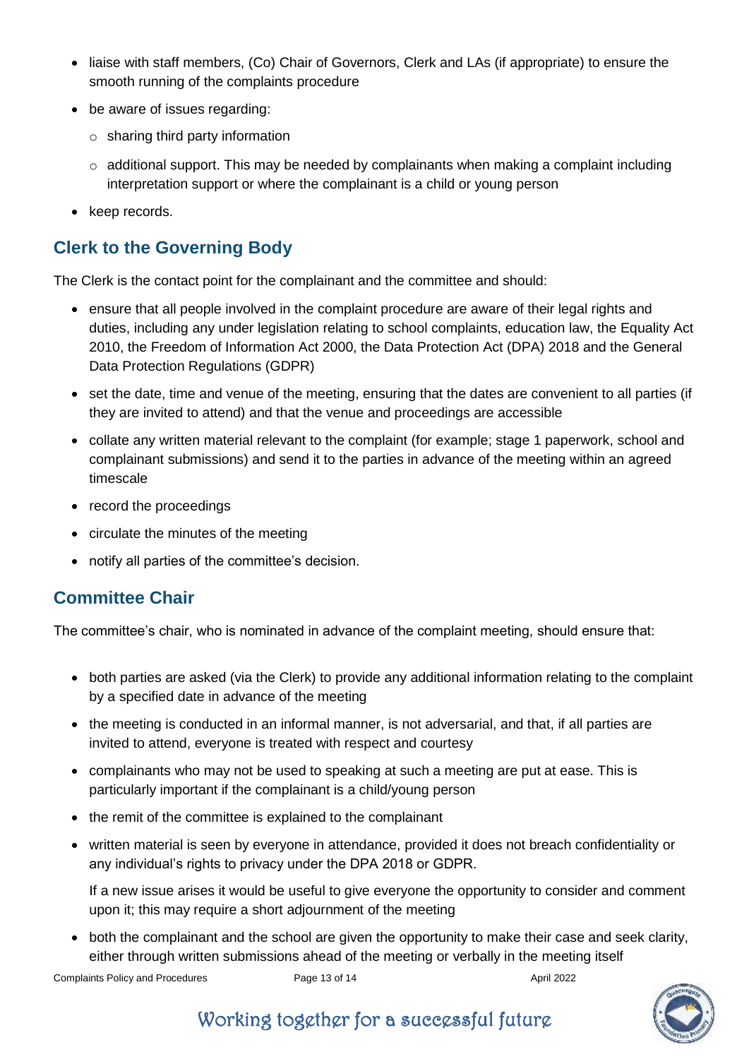- liaise with staff members, (Co) Chair of Governors, Clerk and LAs (if appropriate) to ensure the smooth running of the complaints procedure
- be aware of issues regarding:
  - sharing third party information
  - additional support. This may be needed by complainants when making a complaint including interpretation support or where the complainant is a child or young person
- keep records.

## Clerk to the Governing Body

The Clerk is the contact point for the complainant and the committee and should:

- ensure that all people involved in the complaint procedure are aware of their legal rights and duties, including any under legislation relating to school complaints, education law, the Equality Act 2010, the Freedom of Information Act 2000, the Data Protection Act (DPA) 2018 and the General Data Protection Regulations (GDPR)
- set the date, time and venue of the meeting, ensuring that the dates are convenient to all parties (if they are invited to attend) and that the venue and proceedings are accessible
- collate any written material relevant to the complaint (for example; stage 1 paperwork, school and complainant submissions) and send it to the parties in advance of the meeting within an agreed timescale
- record the proceedings
- circulate the minutes of the meeting
- notify all parties of the committee's decision.

## Committee Chair

The committee's chair, who is nominated in advance of the complaint meeting, should ensure that:

- both parties are asked (via the Clerk) to provide any additional information relating to the complaint by a specified date in advance of the meeting
- the meeting is conducted in an informal manner, is not adversarial, and that, if all parties are invited to attend, everyone is treated with respect and courtesy
- complainants who may not be used to speaking at such a meeting are put at ease. This is particularly important if the complainant is a child/young person
- the remit of the committee is explained to the complainant
- written material is seen by everyone in attendance, provided it does not breach confidentiality or any individual's rights to privacy under the DPA 2018 or GDPR.

  If a new issue arises it would be useful to give everyone the opportunity to consider and comment upon it; this may require a short adjournment of the meeting
- both the complainant and the school are given the opportunity to make their case and seek clarity, either through written submissions ahead of the meeting or verbally in the meeting itself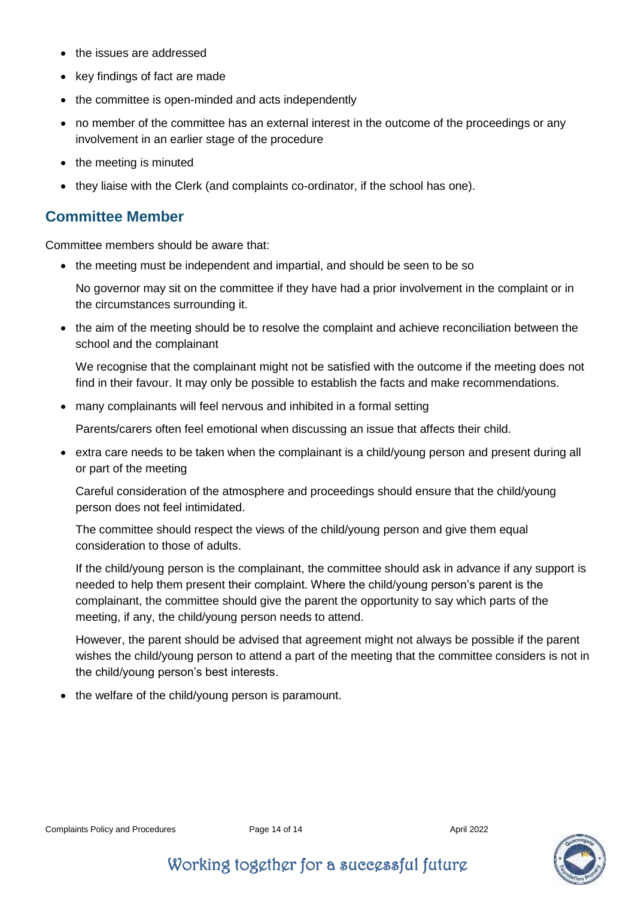- the issues are addressed
- key findings of fact are made
- the committee is open-minded and acts independently
- no member of the committee has an external interest in the outcome of the proceedings or any involvement in an earlier stage of the procedure
- the meeting is minuted
- they liaise with the Clerk (and complaints co-ordinator, if the school has one).

## Committee Member

Committee members should be aware that:

- the meeting must be independent and impartial, and should be seen to be so

  No governor may sit on the committee if they have had a prior involvement in the complaint or in the circumstances surrounding it.

- the aim of the meeting should be to resolve the complaint and achieve reconciliation between the school and the complainant

  We recognise that the complainant might not be satisfied with the outcome if the meeting does not find in their favour. It may only be possible to establish the facts and make recommendations.

- many complainants will feel nervous and inhibited in a formal setting

  Parents/carers often feel emotional when discussing an issue that affects their child.

- extra care needs to be taken when the complainant is a child/young person and present during all or part of the meeting

  Careful consideration of the atmosphere and proceedings should ensure that the child/young person does not feel intimidated.

  The committee should respect the views of the child/young person and give them equal consideration to those of adults.

  If the child/young person is the complainant, the committee should ask in advance if any support is needed to help them present their complaint. Where the child/young person's parent is the complainant, the committee should give the parent the opportunity to say which parts of the meeting, if any, the child/young person needs to attend.

  However, the parent should be advised that agreement might not always be possible if the parent wishes the child/young person to attend a part of the meeting that the committee considers is not in the child/young person's best interests.

- the welfare of the child/young person is paramount.